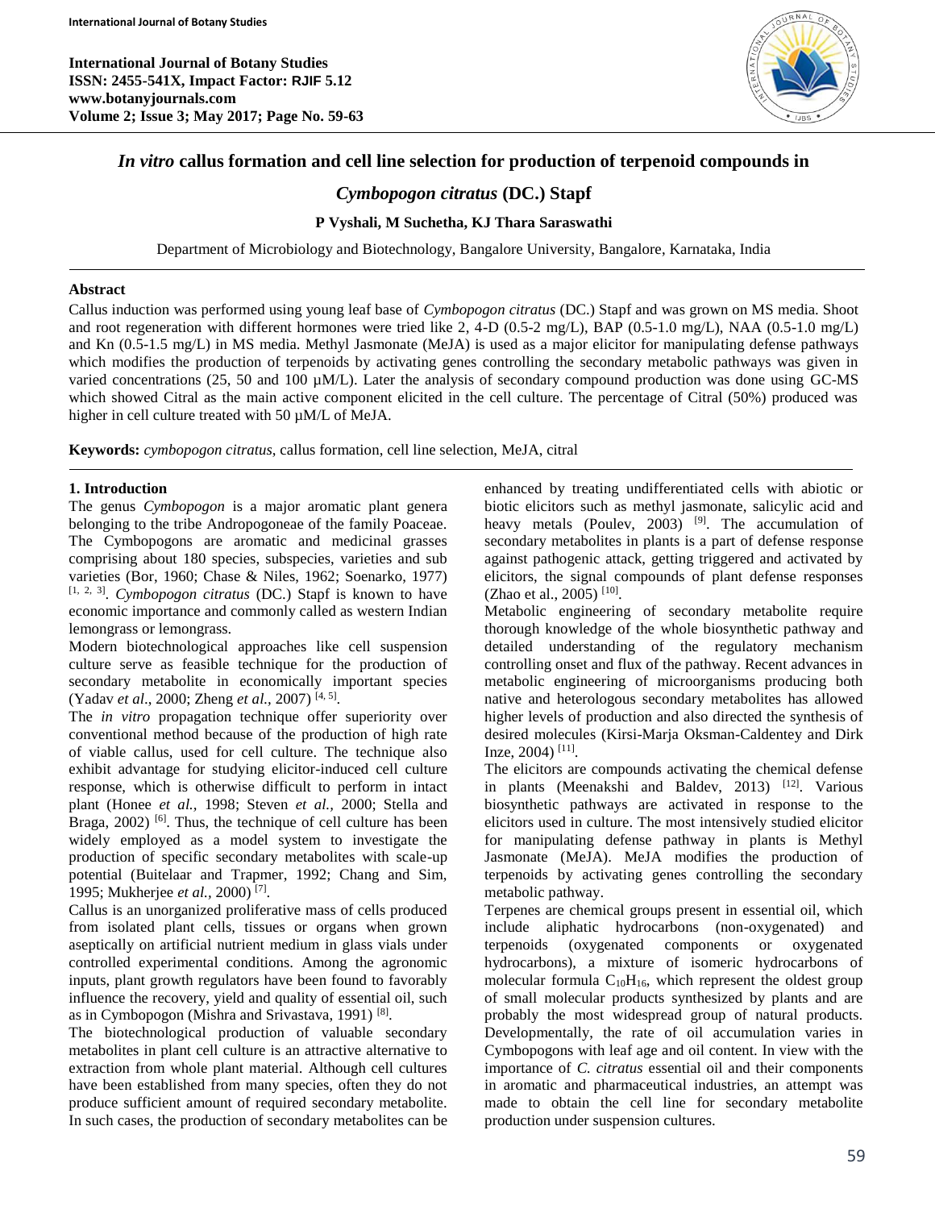# *In vitro* callus formation and cell line selection for production of terpenoid compounds in *Cymbopogon citratus* (DC.) Stapf

**P Vyshali, M Suchetha, KJ Thara Saraswathi**

Department of Microbiology and Biotechnology, Bangalore University, Bangalore, Karnataka, India

## Abstract

Callus induction was performed using young leaf base of *Cymbopogon citratus* (DC.) Stapf and was grown on MS media. Shoot and root regeneration with different hormones were tried like 2, 4-D (0.5-2 mg/L), BAP (0.5-1.0 mg/L), NAA (0.5-1.0 mg/L) and Kn (0.5-1.5 mg/L) in MS media. Methyl Jasmonate (MeJA) is used as a major elicitor for manipulating defense pathways which modifies the production of terpenoids by activating genes controlling the secondary metabolic pathways was given in varied concentrations (25, 50 and 100 µM/L). Later the analysis of secondary compound production was done using GC-MS which showed Citral as the main active component elicited in the cell culture. The percentage of Citral (50%) produced was higher in cell culture treated with 50 µM/L of MeJA.

**Keywords:** *cymbopogon citratus*, callus formation, cell line selection, MeJA, citral

## 1. Introduction

The genus *Cymbopogon* is a major aromatic plant genera belonging to the tribe Andropogoneae of the family Poaceae. The Cymbopogons are aromatic and medicinal grasses comprising about 180 species, subspecies, varieties and sub varieties (Bor, 1960; Chase & Niles, 1962; Soenarko, 1977) [1, 2, 3]. *Cymbopogon citratus* (DC.) Stapf is known to have economic importance and commonly called as western Indian lemongrass or lemongrass.

Modern biotechnological approaches like cell suspension culture serve as feasible technique for the production of secondary metabolite in economically important species (Yadav *et al*., 2000; Zheng *et al.,* 2007) [4, 5].

The *in vitro* propagation technique offer superiority over conventional method because of the production of high rate of viable callus, used for cell culture. The technique also exhibit advantage for studying elicitor-induced cell culture response, which is otherwise difficult to perform in intact plant (Honee *et al.,* 1998; Steven *et al.,* 2000; Stella and Braga, 2002) [6]. Thus, the technique of cell culture has been widely employed as a model system to investigate the production of specific secondary metabolites with scale-up potential (Buitelaar and Trapmer, 1992; Chang and Sim, 1995; Mukherjee *et al.,* 2000) [7].

Callus is an unorganized proliferative mass of cells produced from isolated plant cells, tissues or organs when grown aseptically on artificial nutrient medium in glass vials under controlled experimental conditions. Among the agronomic inputs, plant growth regulators have been found to favorably influence the recovery, yield and quality of essential oil, such as in Cymbopogon (Mishra and Srivastava, 1991) [8].

The biotechnological production of valuable secondary metabolites in plant cell culture is an attractive alternative to extraction from whole plant material. Although cell cultures have been established from many species, often they do not produce sufficient amount of required secondary metabolite. In such cases, the production of secondary metabolites can be enhanced by treating undifferentiated cells with abiotic or biotic elicitors such as methyl jasmonate, salicylic acid and heavy metals (Poulev, 2003) [9]. The accumulation of secondary metabolites in plants is a part of defense response against pathogenic attack, getting triggered and activated by elicitors, the signal compounds of plant defense responses (Zhao et al., 2005) [10].

Metabolic engineering of secondary metabolite require thorough knowledge of the whole biosynthetic pathway and detailed understanding of the regulatory mechanism controlling onset and flux of the pathway. Recent advances in metabolic engineering of microorganisms producing both native and heterologous secondary metabolites has allowed higher levels of production and also directed the synthesis of desired molecules (Kirsi-Marja Oksman-Caldentey and Dirk Inze, 2004) [11].

The elicitors are compounds activating the chemical defense in plants (Meenakshi and Baldev, 2013) [12]. Various biosynthetic pathways are activated in response to the elicitors used in culture. The most intensively studied elicitor for manipulating defense pathway in plants is Methyl Jasmonate (MeJA). MeJA modifies the production of terpenoids by activating genes controlling the secondary metabolic pathway.

Terpenes are chemical groups present in essential oil, which include aliphatic hydrocarbons (non-oxygenated) and terpenoids (oxygenated components or oxygenated hydrocarbons), a mixture of isomeric hydrocarbons of molecular formula $C_{10}H_{16}$, which represent the oldest group of small molecular products synthesized by plants and are probably the most widespread group of natural products. Developmentally, the rate of oil accumulation varies in Cymbopogons with leaf age and oil content. In view with the importance of *C. citratus* essential oil and their components in aromatic and pharmaceutical industries, an attempt was made to obtain the cell line for secondary metabolite production under suspension cultures.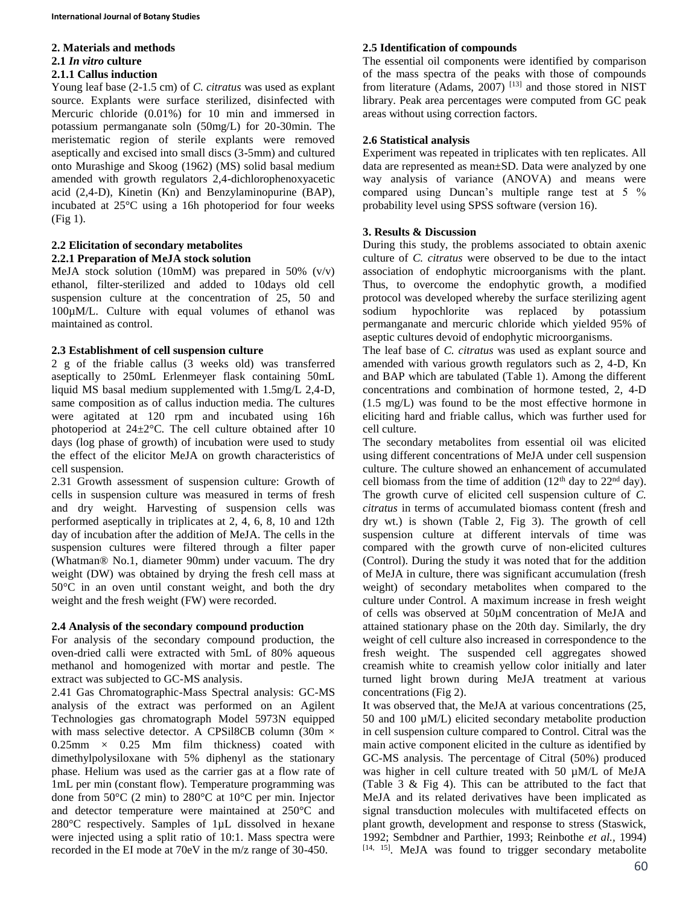## 2. Materials and methods

### 2.1 *In vitro* culture

#### 2.1.1 Callus induction

Young leaf base (2-1.5 cm) of *C. citratus* was used as explant source. Explants were surface sterilized, disinfected with Mercuric chloride (0.01%) for 10 min and immersed in potassium permanganate soln (50mg/L) for 20-30min. The meristematic region of sterile explants were removed aseptically and excised into small discs (3-5mm) and cultured onto Murashige and Skoog (1962) (MS) solid basal medium amended with growth regulators 2,4-dichlorophenoxyacetic acid (2,4-D), Kinetin (Kn) and Benzylaminopurine (BAP), incubated at 25°C using a 16h photoperiod for four weeks (Fig 1).

### 2.2 Elicitation of secondary metabolites

#### 2.2.1 Preparation of MeJA stock solution

MeJA stock solution (10mM) was prepared in 50% (v/v) ethanol, filter-sterilized and added to 10days old cell suspension culture at the concentration of 25, 50 and 100µM/L. Culture with equal volumes of ethanol was maintained as control.

### 2.3 Establishment of cell suspension culture

2 g of the friable callus (3 weeks old) was transferred aseptically to 250mL Erlenmeyer flask containing 50mL liquid MS basal medium supplemented with 1.5mg/L 2,4-D, same composition as of callus induction media. The cultures were agitated at 120 rpm and incubated using 16h photoperiod at 24±2°C. The cell culture obtained after 10 days (log phase of growth) of incubation were used to study the effect of the elicitor MeJA on growth characteristics of cell suspension.

2.31 Growth assessment of suspension culture: Growth of cells in suspension culture was measured in terms of fresh and dry weight. Harvesting of suspension cells was performed aseptically in triplicates at 2, 4, 6, 8, 10 and 12th day of incubation after the addition of MeJA. The cells in the suspension cultures were filtered through a filter paper (Whatman® No.1, diameter 90mm) under vacuum. The dry weight (DW) was obtained by drying the fresh cell mass at 50°C in an oven until constant weight, and both the dry weight and the fresh weight (FW) were recorded.

### 2.4 Analysis of the secondary compound production

For analysis of the secondary compound production, the oven-dried calli were extracted with 5mL of 80% aqueous methanol and homogenized with mortar and pestle. The extract was subjected to GC-MS analysis.

2.41 Gas Chromatographic-Mass Spectral analysis: GC-MS analysis of the extract was performed on an Agilent Technologies gas chromatograph Model 5973N equipped with mass selective detector. A CPSil8CB column (30m × 0.25mm × 0.25 Mm film thickness) coated with dimethylpolysiloxane with 5% diphenyl as the stationary phase. Helium was used as the carrier gas at a flow rate of 1mL per min (constant flow). Temperature programming was done from 50°C (2 min) to 280°C at 10°C per min. Injector and detector temperature were maintained at 250°C and 280°C respectively. Samples of 1µL dissolved in hexane were injected using a split ratio of 10:1. Mass spectra were recorded in the EI mode at 70eV in the m/z range of 30-450.

### 2.5 Identification of compounds

The essential oil components were identified by comparison of the mass spectra of the peaks with those of compounds from literature (Adams, 2007) [13] and those stored in NIST library. Peak area percentages were computed from GC peak areas without using correction factors.

### 2.6 Statistical analysis

Experiment was repeated in triplicates with ten replicates. All data are represented as mean±SD. Data were analyzed by one way analysis of variance (ANOVA) and means were compared using Duncan's multiple range test at 5 % probability level using SPSS software (version 16).

## 3. Results & Discussion

During this study, the problems associated to obtain axenic culture of *C. citratus* were observed to be due to the intact association of endophytic microorganisms with the plant. Thus, to overcome the endophytic growth, a modified protocol was developed whereby the surface sterilizing agent sodium hypochlorite was replaced by potassium permanganate and mercuric chloride which yielded 95% of aseptic cultures devoid of endophytic microorganisms.

The leaf base of *C. citratus* was used as explant source and amended with various growth regulators such as 2, 4-D, Kn and BAP which are tabulated (Table 1). Among the different concentrations and combination of hormone tested, 2, 4-D (1.5 mg/L) was found to be the most effective hormone in eliciting hard and friable callus, which was further used for cell culture.

The secondary metabolites from essential oil was elicited using different concentrations of MeJA under cell suspension culture. The culture showed an enhancement of accumulated cell biomass from the time of addition (12th day to 22nd day). The growth curve of elicited cell suspension culture of *C. citratus* in terms of accumulated biomass content (fresh and dry wt.) is shown (Table 2, Fig 3). The growth of cell suspension culture at different intervals of time was compared with the growth curve of non-elicited cultures (Control). During the study it was noted that for the addition of MeJA in culture, there was significant accumulation (fresh weight) of secondary metabolites when compared to the culture under Control. A maximum increase in fresh weight of cells was observed at 50µM concentration of MeJA and attained stationary phase on the 20th day. Similarly, the dry weight of cell culture also increased in correspondence to the fresh weight. The suspended cell aggregates showed creamish white to creamish yellow color initially and later turned light brown during MeJA treatment at various concentrations (Fig 2).

It was observed that, the MeJA at various concentrations (25, 50 and 100 µM/L) elicited secondary metabolite production in cell suspension culture compared to Control. Citral was the main active component elicited in the culture as identified by GC-MS analysis. The percentage of Citral (50%) produced was higher in cell culture treated with 50 µM/L of MeJA (Table 3 & Fig 4). This can be attributed to the fact that MeJA and its related derivatives have been implicated as signal transduction molecules with multifaceted effects on plant growth, development and response to stress (Staswick, 1992; Sembdner and Parthier, 1993; Reinbothe *et al.*, 1994) [14, 15]. MeJA was found to trigger secondary metabolite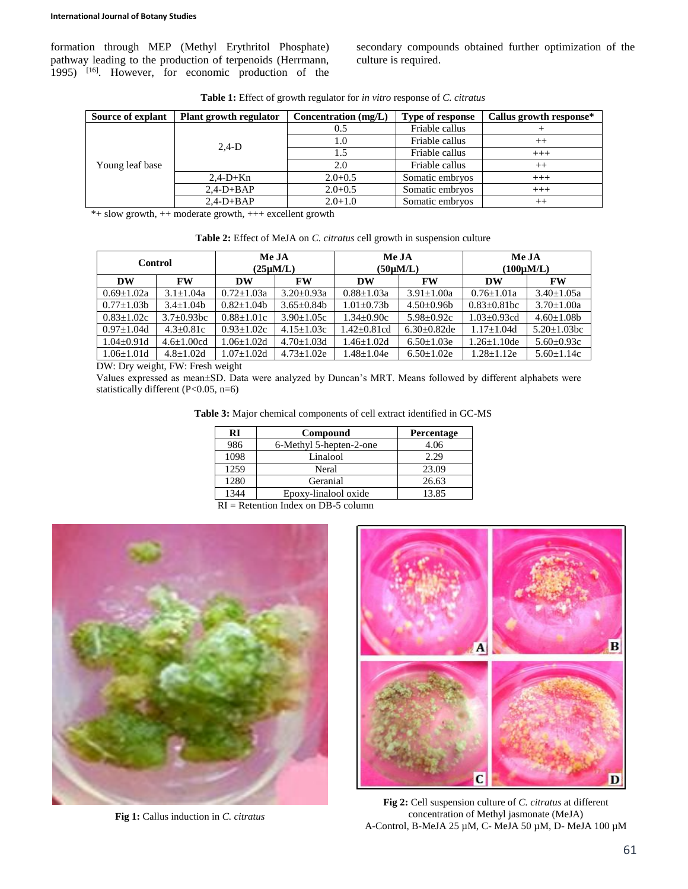formation through MEP (Methyl Erythritol Phosphate) pathway leading to the production of terpenoids (Herrmann, 1995) [16]. However, for economic production of the secondary compounds obtained further optimization of the culture is required.

**Table 1:** Effect of growth regulator for *in vitro* response of *C. citratus*

| Source of explant | Plant growth regulator | Concentration (mg/L) | Type of response | Callus growth response* |
|---|---|---|---|---|
| Young leaf base | 2,4-D | 0.5 | Friable callus | + |
| | | 1.0 | Friable callus | ++ |
| | | 1.5 | Friable callus | +++ |
| | | 2.0 | Friable callus | ++ |
| | 2,4-D+Kn | 2.0+0.5 | Somatic embryos | +++ |
| | 2,4-D+BAP | 2.0+0.5 | Somatic embryos | +++ |
| | 2,4-D+BAP | 2.0+1.0 | Somatic embryos | ++ |

*+ slow growth, ++ moderate growth, +++ excellent growth

**Table 2:** Effect of MeJA on *C. citratus* cell growth in suspension culture

| Control | | Me JA (25µM/L) | | Me JA (50µM/L) | | Me JA (100µM/L) | |
|---|---|---|---|---|---|---|---|
| DW | FW | DW | FW | DW | FW | DW | FW |
| 0.69±1.02a | 3.1±1.04a | 0.72±1.03a | 3.20±0.93a | 0.88±1.03a | 3.91±1.00a | 0.76±1.01a | 3.40±1.05a |
| 0.77±1.03b | 3.4±1.04b | 0.82±1.04b | 3.65±0.84b | 1.01±0.73b | 4.50±0.96b | 0.83±0.81bc | 3.70±1.00a |
| 0.83±1.02c | 3.7±0.93bc | 0.88±1.01c | 3.90±1.05c | 1.34±0.90c | 5.98±0.92c | 1.03±0.93cd | 4.60±1.08b |
| 0.97±1.04d | 4.3±0.81c | 0.93±1.02c | 4.15±1.03c | 1.42±0.81cd | 6.30±0.82de | 1.17±1.04d | 5.20±1.03bc |
| 1.04±0.91d | 4.6±1.00cd | 1.06±1.02d | 4.70±1.03d | 1.46±1.02d | 6.50±1.03e | 1.26±1.10de | 5.60±0.93c |
| 1.06±1.01d | 4.8±1.02d | 1.07±1.02d | 4.73±1.02e | 1.48±1.04e | 6.50±1.02e | 1.28±1.12e | 5.60±1.14c |

DW: Dry weight, FW: Fresh weight

Values expressed as mean±SD. Data were analyzed by Duncan's MRT. Means followed by different alphabets were statistically different (P<0.05, n=6)

**Table 3:** Major chemical components of cell extract identified in GC-MS

| RI | Compound | Percentage |
|---|---|---|
| 986 | 6-Methyl 5-hepten-2-one | 4.06 |
| 1098 | Linalool | 2.29 |
| 1259 | Neral | 23.09 |
| 1280 | Geranial | 26.63 |
| 1344 | Epoxy-linalool oxide | 13.85 |

RI = Retention Index on DB-5 column

**Fig 1:** Callus induction in *C. citratus*

**Fig 2:** Cell suspension culture of *C. citratus* at different concentration of Methyl jasmonate (MeJA)
A-Control, B-MeJA 25 µM, C- MeJA 50 µM, D- MeJA 100 µM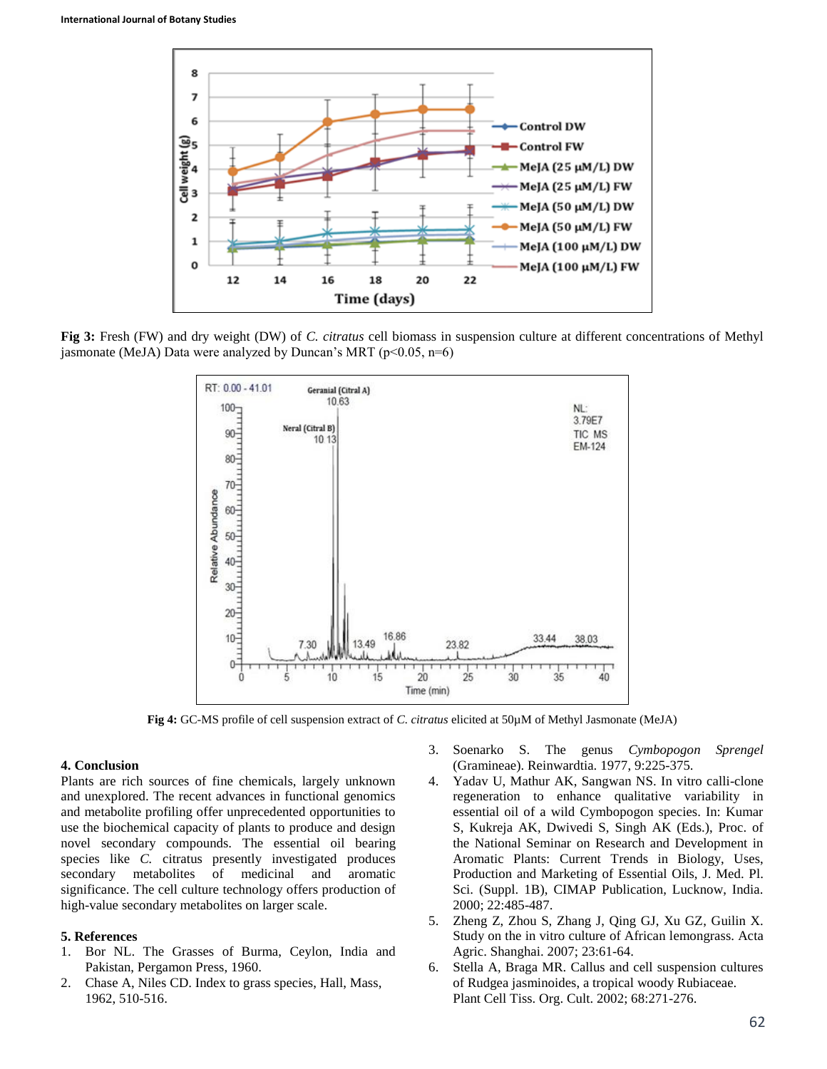**Fig 3:** Fresh (FW) and dry weight (DW) of *C. citratus* cell biomass in suspension culture at different concentrations of Methyl jasmonate (MeJA) Data were analyzed by Duncan's MRT ($p<0.05$, $n=6$)

**Fig 4:** GC-MS profile of cell suspension extract of *C. citratus* elicited at 50μM of Methyl Jasmonate (MeJA)

## 4. Conclusion

Plants are rich sources of fine chemicals, largely unknown and unexplored. The recent advances in functional genomics and metabolite profiling offer unprecedented opportunities to use the biochemical capacity of plants to produce and design novel secondary compounds. The essential oil bearing species like *C.* citratus presently investigated produces secondary metabolites of medicinal and aromatic significance. The cell culture technology offers production of high-value secondary metabolites on larger scale.

## 5. References

1. Bor NL. The Grasses of Burma, Ceylon, India and Pakistan, Pergamon Press, 1960.
2. Chase A, Niles CD. Index to grass species, Hall, Mass, 1962, 510-516.
3. Soenarko S. The genus *Cymbopogon Sprengel* (Gramineae). Reinwardtia. 1977, 9:225-375.
4. Yadav U, Mathur AK, Sangwan NS. In vitro calli-clone regeneration to enhance qualitative variability in essential oil of a wild Cymbopogon species. In: Kumar S, Kukreja AK, Dwivedi S, Singh AK (Eds.), Proc. of the National Seminar on Research and Development in Aromatic Plants: Current Trends in Biology, Uses, Production and Marketing of Essential Oils, J. Med. Pl. Sci. (Suppl. 1B), CIMAP Publication, Lucknow, India. 2000; 22:485-487.
5. Zheng Z, Zhou S, Zhang J, Qing GJ, Xu GZ, Guilin X. Study on the in vitro culture of African lemongrass. Acta Agric. Shanghai. 2007; 23:61-64.
6. Stella A, Braga MR. Callus and cell suspension cultures of Rudgea jasminoides, a tropical woody Rubiaceae. Plant Cell Tiss. Org. Cult. 2002; 68:271-276.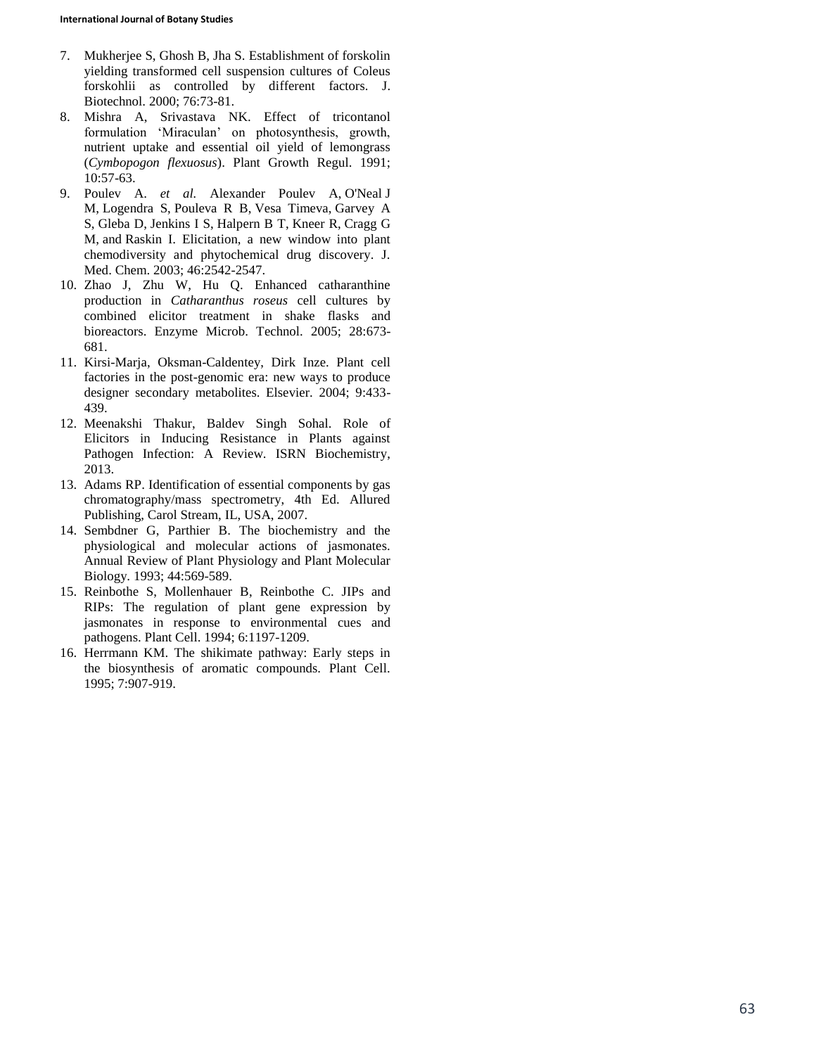7. Mukherjee S, Ghosh B, Jha S. Establishment of forskolin yielding transformed cell suspension cultures of Coleus forskohlii as controlled by different factors. J. Biotechnol. 2000; 76:73-81.
8. Mishra A, Srivastava NK. Effect of tricontanol formulation 'Miraculan' on photosynthesis, growth, nutrient uptake and essential oil yield of lemongrass (*Cymbopogon flexuosus*). Plant Growth Regul. 1991; 10:57-63.
9. Poulev A. *et al.* Alexander Poulev A, O'Neal J M, Logendra S, Pouleva R B, Vesa Timeva, Garvey A S, Gleba D, Jenkins I S, Halpern B T, Kneer R, Cragg G M, and Raskin I. Elicitation, a new window into plant chemodiversity and phytochemical drug discovery. J. Med. Chem. 2003; 46:2542-2547.
10. Zhao J, Zhu W, Hu Q. Enhanced catharanthine production in *Catharanthus roseus* cell cultures by combined elicitor treatment in shake flasks and bioreactors. Enzyme Microb. Technol. 2005; 28:673-681.
11. Kirsi-Marja, Oksman-Caldentey, Dirk Inze. Plant cell factories in the post-genomic era: new ways to produce designer secondary metabolites. Elsevier. 2004; 9:433-439.
12. Meenakshi Thakur, Baldev Singh Sohal. Role of Elicitors in Inducing Resistance in Plants against Pathogen Infection: A Review. ISRN Biochemistry, 2013.
13. Adams RP. Identification of essential components by gas chromatography/mass spectrometry, 4th Ed. Allured Publishing, Carol Stream, IL, USA, 2007.
14. Sembdner G, Parthier B. The biochemistry and the physiological and molecular actions of jasmonates. Annual Review of Plant Physiology and Plant Molecular Biology. 1993; 44:569-589.
15. Reinbothe S, Mollenhauer B, Reinbothe C. JIPs and RIPs: The regulation of plant gene expression by jasmonates in response to environmental cues and pathogens. Plant Cell. 1994; 6:1197-1209.
16. Herrmann KM. The shikimate pathway: Early steps in the biosynthesis of aromatic compounds. Plant Cell. 1995; 7:907-919.